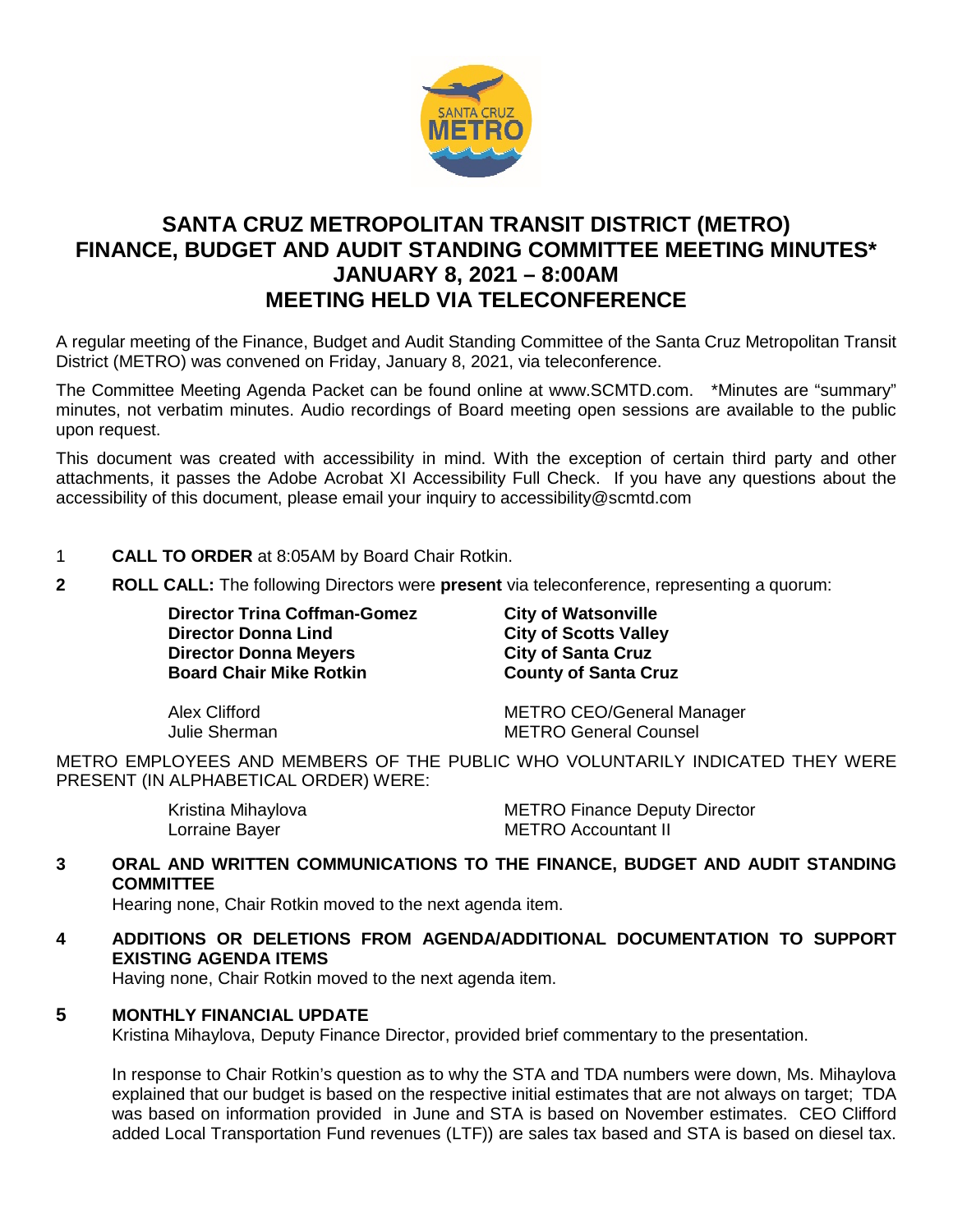# SANTA CRUZ METROPOLITAN TRANSIT DISTRICT (METRO) FINANCE, BUDGET AND AUDIT STANDING COMMITTEE MEETING MINUTES* JANUARY 8, 2021 – 8:00AM MEETING HELD VIA TELECONFERENCE

A regular meeting of the Finance, Budget and Audit Standing Committee of the Santa Cruz Metropolitan Transit District (METRO) was convened on Friday, January 8, 2021, via teleconference.

The Committee Meeting Agenda Packet can be found online at www.SCMTD.com. *Minutes are "summary" minutes, not verbatim minutes. Audio recordings of Board meeting open sessions are available to the public upon request.

This document was created with accessibility in mind. With the exception of certain third party and other attachments, it passes the Adobe Acrobat XI Accessibility Full Check. If you have any questions about the accessibility of this document, please email your inquiry to accessibility@scmtd.com

1 **CALL TO ORDER** at 8:05AM by Board Chair Rotkin.

**2** **ROLL CALL:** The following Directors were **present** via teleconference, representing a quorum:

| | |
|---|---|
| **Director Trina Coffman-Gomez** | **City of Watsonville** |
| **Director Donna Lind** | **City of Scotts Valley** |
| **Director Donna Meyers** | **City of Santa Cruz** |
| **Board Chair Mike Rotkin** | **County of Santa Cruz** |
| Alex Clifford | METRO CEO/General Manager |
| Julie Sherman | METRO General Counsel |

METRO EMPLOYEES AND MEMBERS OF THE PUBLIC WHO VOLUNTARILY INDICATED THEY WERE PRESENT (IN ALPHABETICAL ORDER) WERE:

| | |
|---|---|
| Kristina Mihaylova | METRO Finance Deputy Director |
| Lorraine Bayer | METRO Accountant II |

**3** **ORAL AND WRITTEN COMMUNICATIONS TO THE FINANCE, BUDGET AND AUDIT STANDING COMMITTEE**

Hearing none, Chair Rotkin moved to the next agenda item.

**4** **ADDITIONS OR DELETIONS FROM AGENDA/ADDITIONAL DOCUMENTATION TO SUPPORT EXISTING AGENDA ITEMS**

Having none, Chair Rotkin moved to the next agenda item.

**5** **MONTHLY FINANCIAL UPDATE**

Kristina Mihaylova, Deputy Finance Director, provided brief commentary to the presentation.

In response to Chair Rotkin's question as to why the STA and TDA numbers were down, Ms. Mihaylova explained that our budget is based on the respective initial estimates that are not always on target; TDA was based on information provided in June and STA is based on November estimates. CEO Clifford added Local Transportation Fund revenues (LTF)) are sales tax based and STA is based on diesel tax.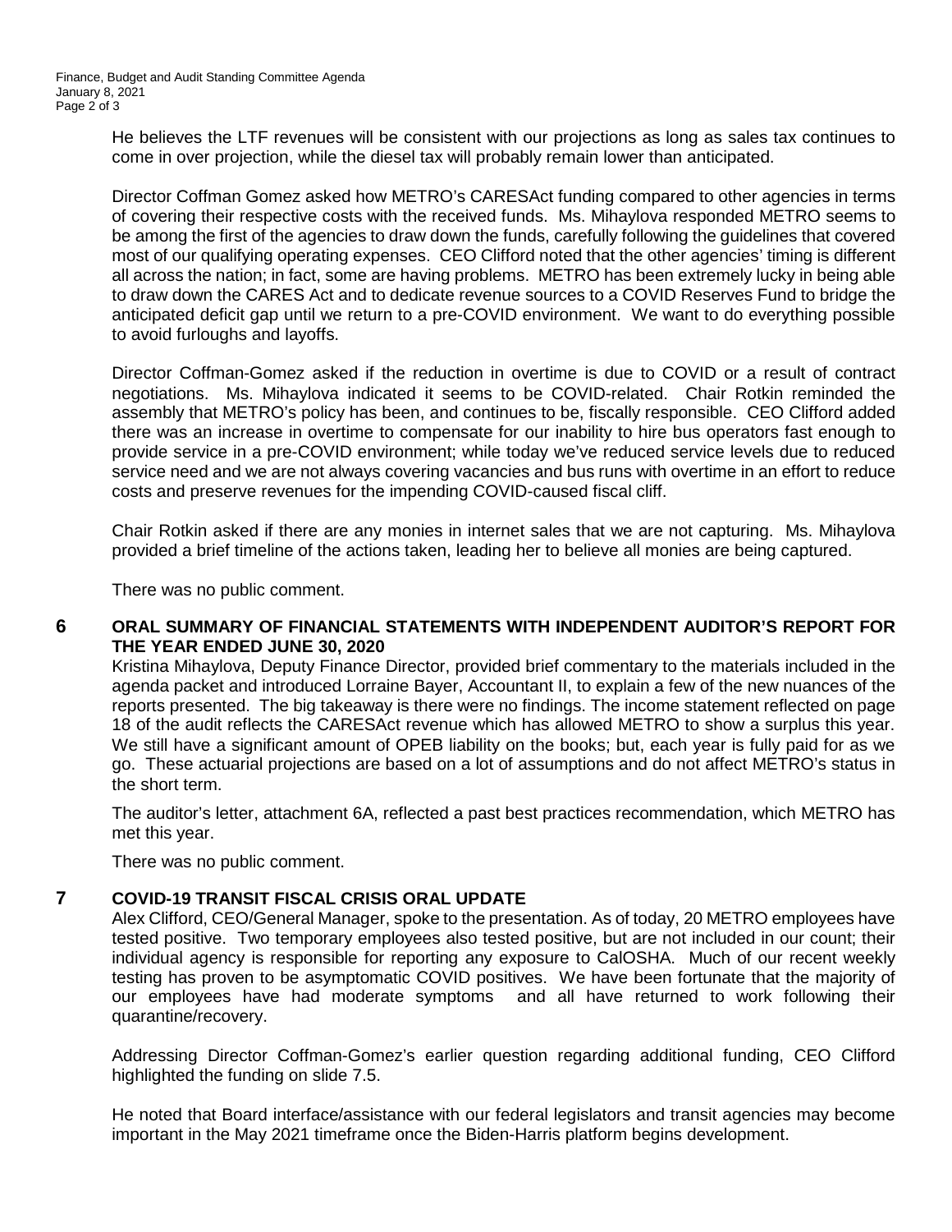He believes the LTF revenues will be consistent with our projections as long as sales tax continues to come in over projection, while the diesel tax will probably remain lower than anticipated.

Director Coffman Gomez asked how METRO's CARESAct funding compared to other agencies in terms of covering their respective costs with the received funds. Ms. Mihaylova responded METRO seems to be among the first of the agencies to draw down the funds, carefully following the guidelines that covered most of our qualifying operating expenses. CEO Clifford noted that the other agencies' timing is different all across the nation; in fact, some are having problems. METRO has been extremely lucky in being able to draw down the CARES Act and to dedicate revenue sources to a COVID Reserves Fund to bridge the anticipated deficit gap until we return to a pre-COVID environment. We want to do everything possible to avoid furloughs and layoffs.

Director Coffman-Gomez asked if the reduction in overtime is due to COVID or a result of contract negotiations. Ms. Mihaylova indicated it seems to be COVID-related. Chair Rotkin reminded the assembly that METRO's policy has been, and continues to be, fiscally responsible. CEO Clifford added there was an increase in overtime to compensate for our inability to hire bus operators fast enough to provide service in a pre-COVID environment; while today we've reduced service levels due to reduced service need and we are not always covering vacancies and bus runs with overtime in an effort to reduce costs and preserve revenues for the impending COVID-caused fiscal cliff.

Chair Rotkin asked if there are any monies in internet sales that we are not capturing. Ms. Mihaylova provided a brief timeline of the actions taken, leading her to believe all monies are being captured.

There was no public comment.

## 6 ORAL SUMMARY OF FINANCIAL STATEMENTS WITH INDEPENDENT AUDITOR'S REPORT FOR THE YEAR ENDED JUNE 30, 2020

Kristina Mihaylova, Deputy Finance Director, provided brief commentary to the materials included in the agenda packet and introduced Lorraine Bayer, Accountant II, to explain a few of the new nuances of the reports presented. The big takeaway is there were no findings. The income statement reflected on page 18 of the audit reflects the CARESAct revenue which has allowed METRO to show a surplus this year. We still have a significant amount of OPEB liability on the books; but, each year is fully paid for as we go. These actuarial projections are based on a lot of assumptions and do not affect METRO's status in the short term.

The auditor's letter, attachment 6A, reflected a past best practices recommendation, which METRO has met this year.

There was no public comment.

## 7 COVID-19 TRANSIT FISCAL CRISIS ORAL UPDATE

Alex Clifford, CEO/General Manager, spoke to the presentation. As of today, 20 METRO employees have tested positive. Two temporary employees also tested positive, but are not included in our count; their individual agency is responsible for reporting any exposure to CalOSHA. Much of our recent weekly testing has proven to be asymptomatic COVID positives. We have been fortunate that the majority of our employees have had moderate symptoms and all have returned to work following their quarantine/recovery.

Addressing Director Coffman-Gomez's earlier question regarding additional funding, CEO Clifford highlighted the funding on slide 7.5.

He noted that Board interface/assistance with our federal legislators and transit agencies may become important in the May 2021 timeframe once the Biden-Harris platform begins development.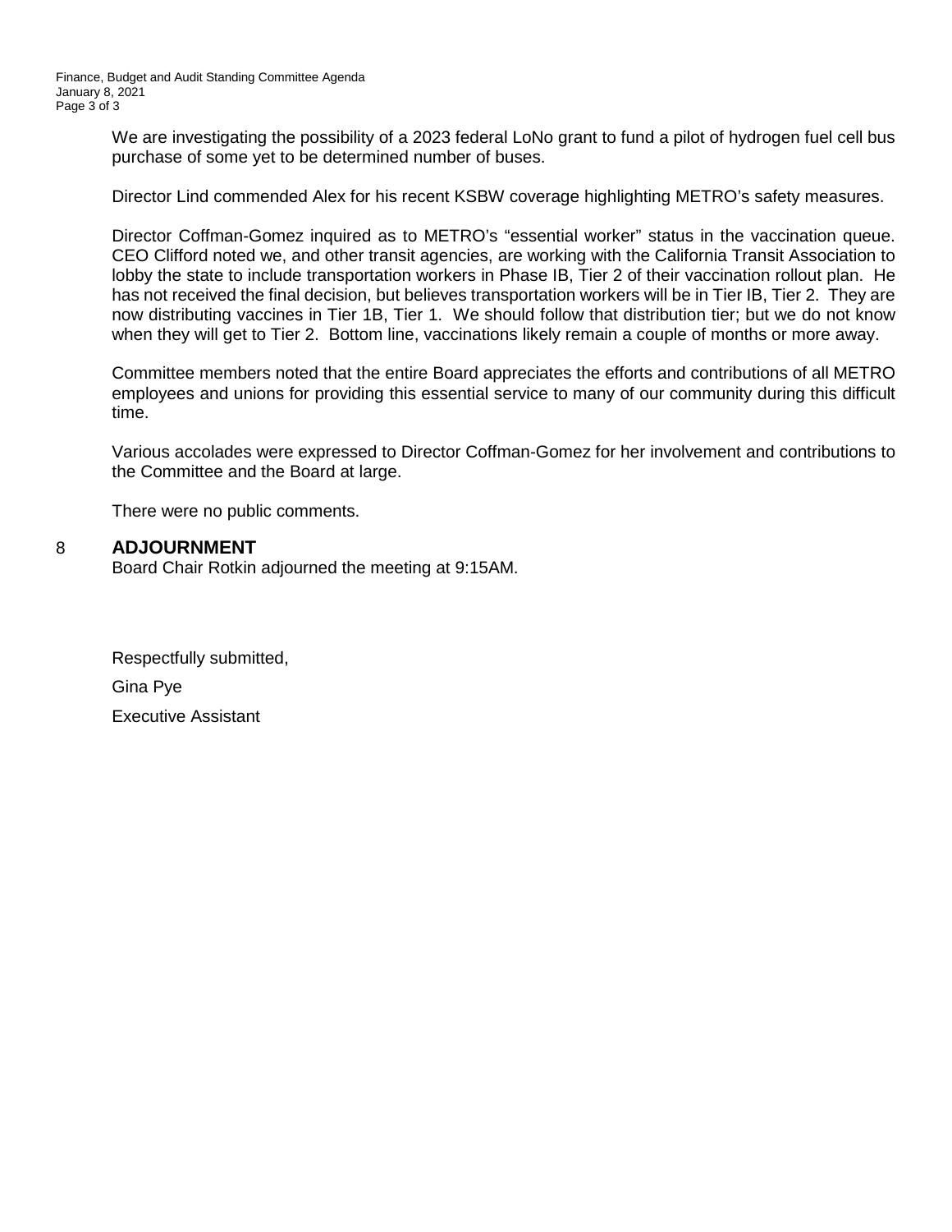We are investigating the possibility of a 2023 federal LoNo grant to fund a pilot of hydrogen fuel cell bus purchase of some yet to be determined number of buses.

Director Lind commended Alex for his recent KSBW coverage highlighting METRO's safety measures.

Director Coffman-Gomez inquired as to METRO's "essential worker" status in the vaccination queue. CEO Clifford noted we, and other transit agencies, are working with the California Transit Association to lobby the state to include transportation workers in Phase IB, Tier 2 of their vaccination rollout plan. He has not received the final decision, but believes transportation workers will be in Tier IB, Tier 2. They are now distributing vaccines in Tier 1B, Tier 1. We should follow that distribution tier; but we do not know when they will get to Tier 2. Bottom line, vaccinations likely remain a couple of months or more away.

Committee members noted that the entire Board appreciates the efforts and contributions of all METRO employees and unions for providing this essential service to many of our community during this difficult time.

Various accolades were expressed to Director Coffman-Gomez for her involvement and contributions to the Committee and the Board at large.

There were no public comments.

## 8 ADJOURNMENT

Board Chair Rotkin adjourned the meeting at 9:15AM.

Respectfully submitted,

Gina Pye

Executive Assistant